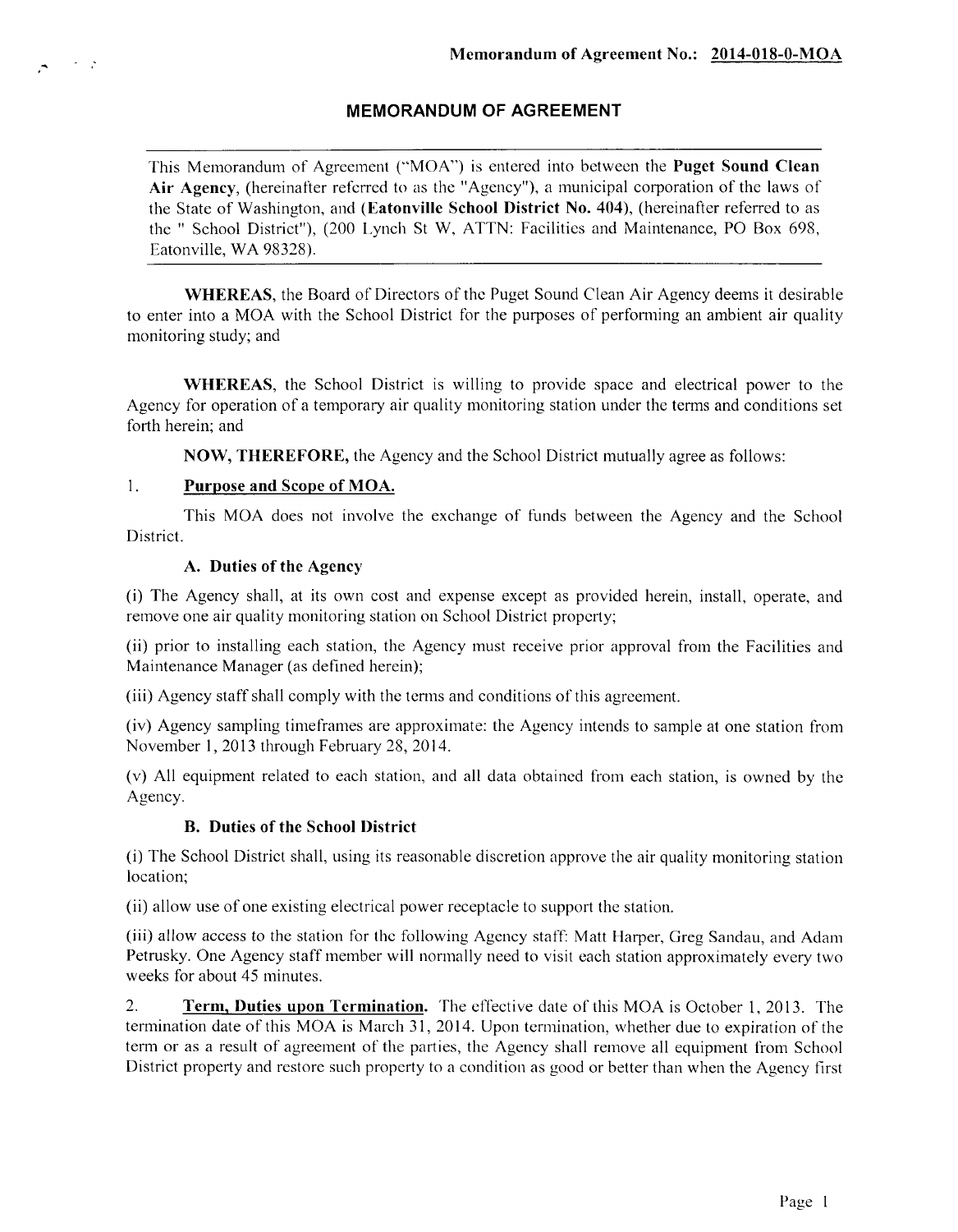**Memorandum of Agreement No.: 2014-018-0-MOA**

# MEMORANDUM OF AGREEMENT

This Memorandum of Agreement ("MOA") is entered into between the **Puget Sound Clean Air Agency**, (hereinafter referred to as the "Agency"), a municipal corporation of the laws of the State of Washington, and (**Eatonville School District No. 404**), (hereinafter referred to as the " School District"), (200 Lynch St W, ATTN: Facilities and Maintenance, PO Box 698, Eatonville, WA 98328).

**WHEREAS**, the Board of Directors of the Puget Sound Clean Air Agency deems it desirable to enter into a MOA with the School District for the purposes of performing an ambient air quality monitoring study; and

**WHEREAS**, the School District is willing to provide space and electrical power to the Agency for operation of a temporary air quality monitoring station under the terms and conditions set forth herein; and

**NOW, THEREFORE,** the Agency and the School District mutually agree as follows:

1. **Purpose and Scope of MOA.**

This MOA does not involve the exchange of funds between the Agency and the School District.

**A. Duties of the Agency**

(i) The Agency shall, at its own cost and expense except as provided herein, install, operate, and remove one air quality monitoring station on School District property;

(ii) prior to installing each station, the Agency must receive prior approval from the Facilities and Maintenance Manager (as defined herein);

(iii) Agency staff shall comply with the terms and conditions of this agreement.

(iv) Agency sampling timeframes are approximate: the Agency intends to sample at one station from November 1, 2013 through February 28, 2014.

(v) All equipment related to each station, and all data obtained from each station, is owned by the Agency.

**B. Duties of the School District**

(i) The School District shall, using its reasonable discretion approve the air quality monitoring station location;

(ii) allow use of one existing electrical power receptacle to support the station.

(iii) allow access to the station for the following Agency staff: Matt Harper, Greg Sandau, and Adam Petrusky. One Agency staff member will normally need to visit each station approximately every two weeks for about 45 minutes.

2. **Term, Duties upon Termination.** The effective date of this MOA is October 1, 2013. The termination date of this MOA is March 31, 2014. Upon termination, whether due to expiration of the term or as a result of agreement of the parties, the Agency shall remove all equipment from School District property and restore such property to a condition as good or better than when the Agency first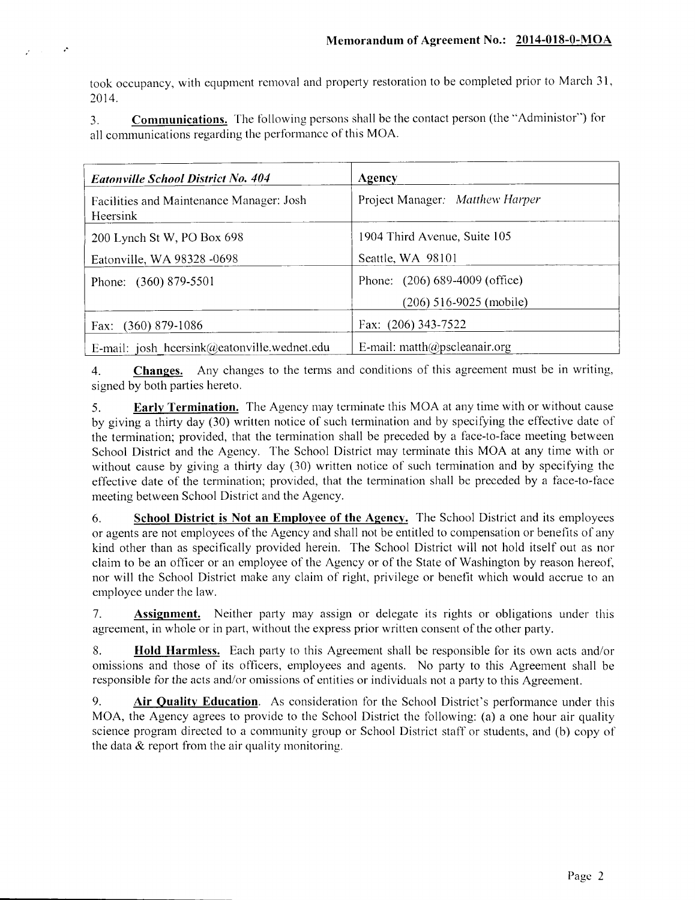took occupancy, with equpment removal and property restoration to be completed prior to March 31, 2014.

3. **Communications.** The following persons shall be the contact person (the "Administor") for all communications regarding the performance of this MOA.

| *Eatonville School District No. 404* | **Agency** |
|---|---|
| Facilities and Maintenance Manager: Josh Heersink | Project Manager: *Matthew Harper* |
| 200 Lynch St W, PO Box 698<br>Eatonville, WA 98328 -0698 | 1904 Third Avenue, Suite 105<br>Seattle, WA 98101 |
| Phone: (360) 879-5501 | Phone: (206) 689-4009 (office)<br>(206) 516-9025 (mobile) |
| Fax: (360) 879-1086 | Fax: (206) 343-7522 |
| E-mail: josh_heersink@eatonville.wednet.edu | E-mail: matth@pscleanair.org |

4. **Changes.** Any changes to the terms and conditions of this agreement must be in writing, signed by both parties hereto.

5. **Early Termination.** The Agency may terminate this MOA at any time with or without cause by giving a thirty day (30) written notice of such termination and by specifying the effective date of the termination; provided, that the termination shall be preceded by a face-to-face meeting between School District and the Agency. The School District may terminate this MOA at any time with or without cause by giving a thirty day (30) written notice of such termination and by specifying the effective date of the termination; provided, that the termination shall be preceded by a face-to-face meeting between School District and the Agency.

6. **School District is Not an Employee of the Agency.** The School District and its employees or agents are not employees of the Agency and shall not be entitled to compensation or benefits of any kind other than as specifically provided herein. The School District will not hold itself out as nor claim to be an officer or an employee of the Agency or of the State of Washington by reason hereof, nor will the School District make any claim of right, privilege or benefit which would accrue to an employee under the law.

7. **Assignment.** Neither party may assign or delegate its rights or obligations under this agreement, in whole or in part, without the express prior written consent of the other party.

8. **Hold Harmless.** Each party to this Agreement shall be responsible for its own acts and/or omissions and those of its officers, employees and agents. No party to this Agreement shall be responsible for the acts and/or omissions of entities or individuals not a party to this Agreement.

9. **Air Quality Education**. As consideration for the School District's performance under this MOA, the Agency agrees to provide to the School District the following: (a) a one hour air quality science program directed to a community group or School District staff or students, and (b) copy of the data & report from the air quality monitoring.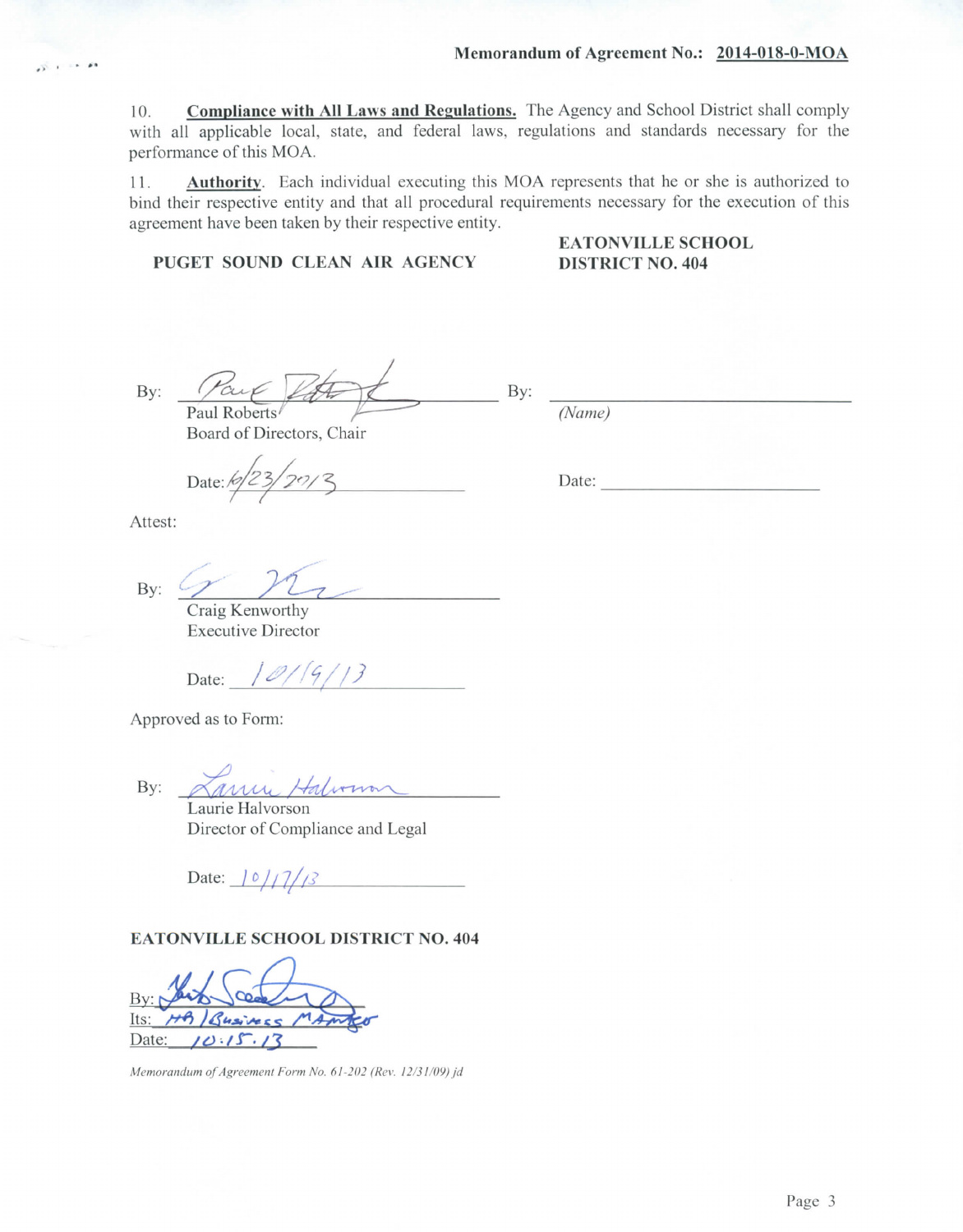10. **Compliance with All Laws and Regulations.** The Agency and School District shall comply with all applicable local, state, and federal laws, regulations and standards necessary for the performance of this MOA.

11. **Authority**. Each individual executing this MOA represents that he or she is authorized to bind their respective entity and that all procedural requirements necessary for the execution of this agreement have been taken by their respective entity.

**PUGET SOUND CLEAN AIR AGENCY**

By: _Paul Roberts_
Paul Roberts
Board of Directors, Chair

Date: 10/23/2013

Attest:

By: _Craig Kenworthy_
Craig Kenworthy
Executive Director

Date: 10/19/13

Approved as to Form:

By: _Laurie Halvorson_
Laurie Halvorson
Director of Compliance and Legal

Date: 10/17/13

**EATONVILLE SCHOOL DISTRICT NO. 404**

By: ______________________
*(Name)*

Date: ______________________

**EATONVILLE SCHOOL DISTRICT NO. 404**

By: _[signature]_
Its: HR/Business Manager
Date: 10.15.13

*Memorandum of Agreement Form No. 61-202 (Rev. 12/31/09) jd*